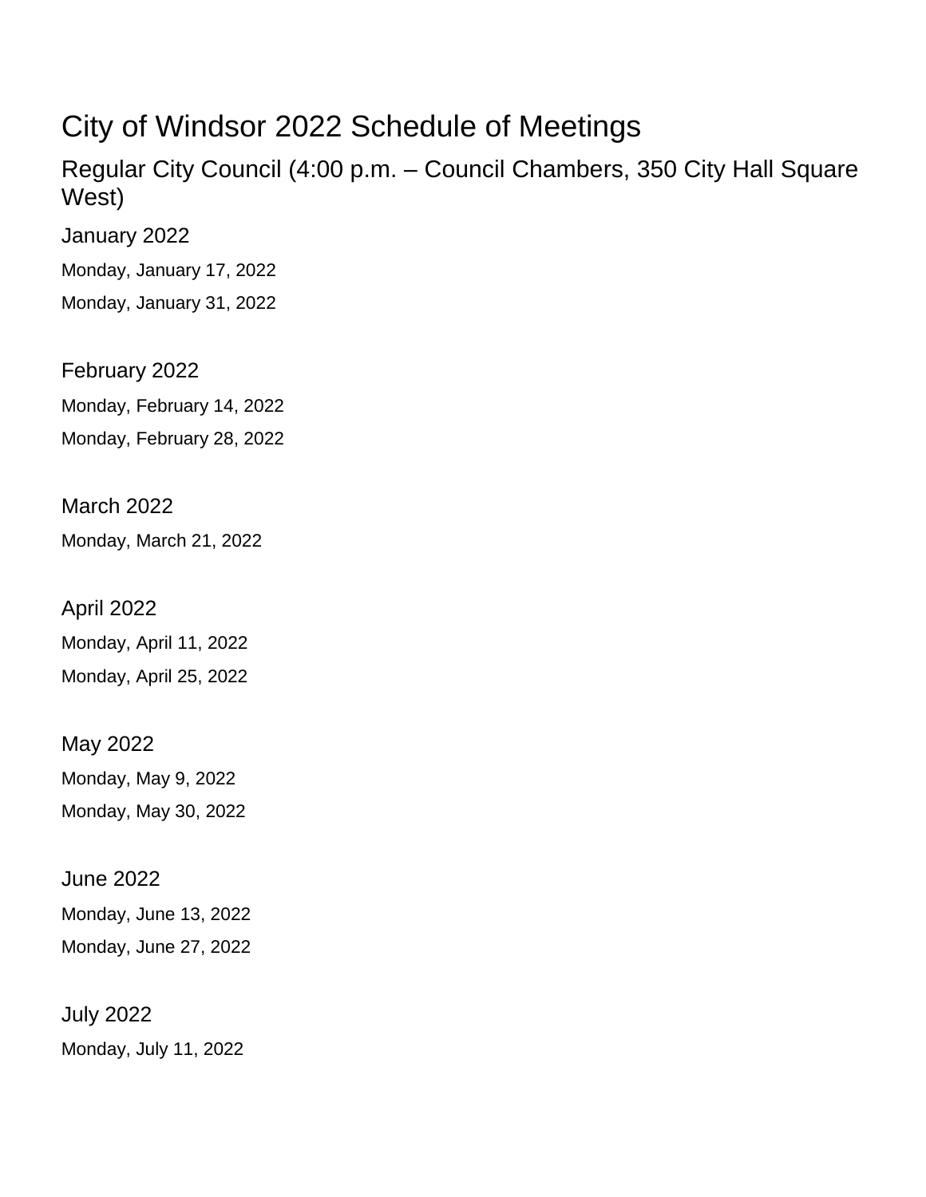# City of Windsor 2022 Schedule of Meetings

## Regular City Council (4:00 p.m. – Council Chambers, 350 City Hall Square West)

### January 2022

Monday, January 17, 2022

Monday, January 31, 2022

### February 2022

Monday, February 14, 2022

Monday, February 28, 2022

### March 2022

Monday, March 21, 2022

### April 2022

Monday, April 11, 2022

Monday, April 25, 2022

### May 2022

Monday, May 9, 2022

Monday, May 30, 2022

### June 2022

Monday, June 13, 2022

Monday, June 27, 2022

### July 2022

Monday, July 11, 2022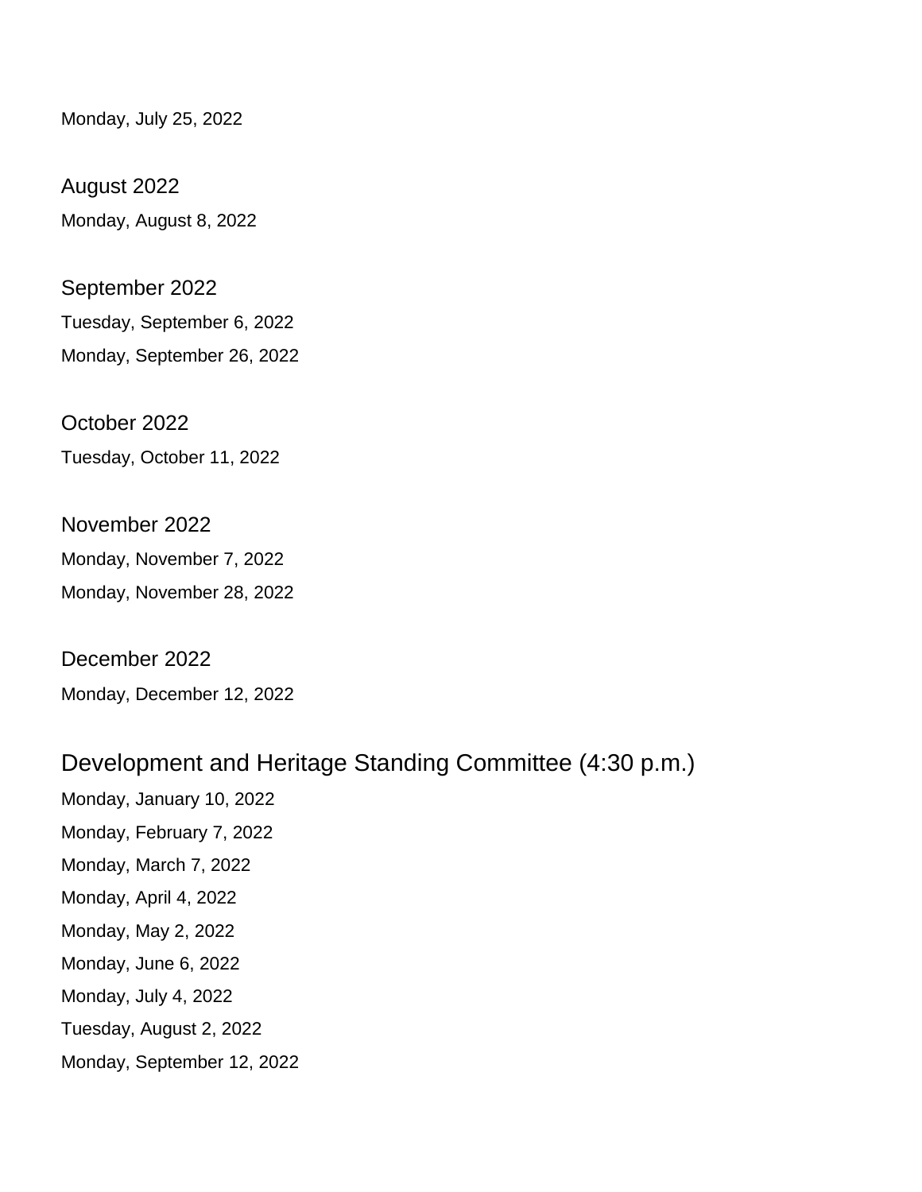Monday, July 25, 2022

### August 2022

Monday, August 8, 2022

### September 2022

Tuesday, September 6, 2022

Monday, September 26, 2022

### October 2022

Tuesday, October 11, 2022

### November 2022

Monday, November 7, 2022

Monday, November 28, 2022

### December 2022

Monday, December 12, 2022

## Development and Heritage Standing Committee (4:30 p.m.)

Monday, January 10, 2022

Monday, February 7, 2022

Monday, March 7, 2022

Monday, April 4, 2022

Monday, May 2, 2022

Monday, June 6, 2022

Monday, July 4, 2022

Tuesday, August 2, 2022

Monday, September 12, 2022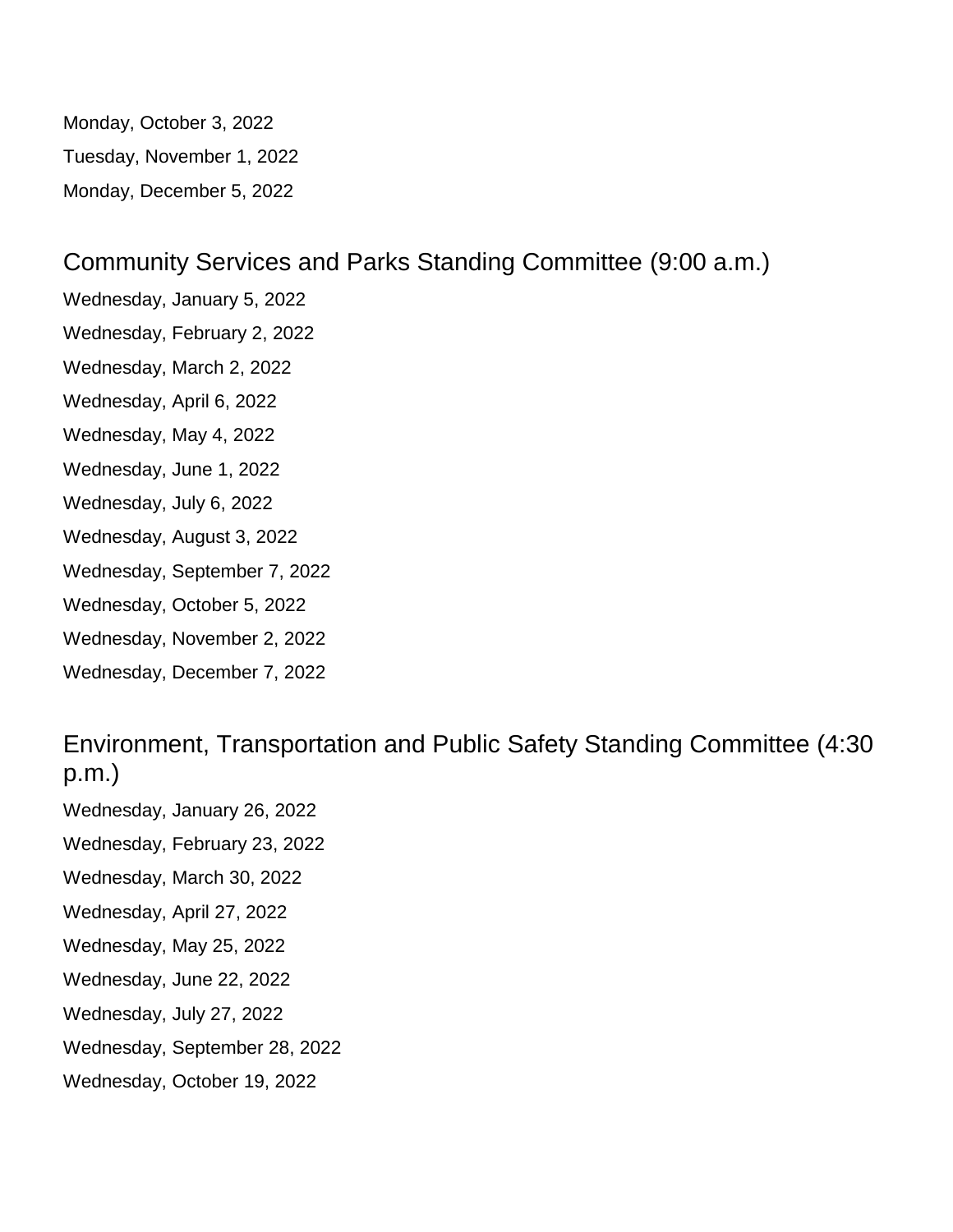Monday, October 3, 2022

Tuesday, November 1, 2022

Monday, December 5, 2022

## Community Services and Parks Standing Committee (9:00 a.m.)

Wednesday, January 5, 2022

Wednesday, February 2, 2022

Wednesday, March 2, 2022

Wednesday, April 6, 2022

Wednesday, May 4, 2022

Wednesday, June 1, 2022

Wednesday, July 6, 2022

Wednesday, August 3, 2022

Wednesday, September 7, 2022

Wednesday, October 5, 2022

Wednesday, November 2, 2022

Wednesday, December 7, 2022

## Environment, Transportation and Public Safety Standing Committee (4:30 p.m.)

Wednesday, January 26, 2022

Wednesday, February 23, 2022

Wednesday, March 30, 2022

Wednesday, April 27, 2022

Wednesday, May 25, 2022

Wednesday, June 22, 2022

Wednesday, July 27, 2022

Wednesday, September 28, 2022

Wednesday, October 19, 2022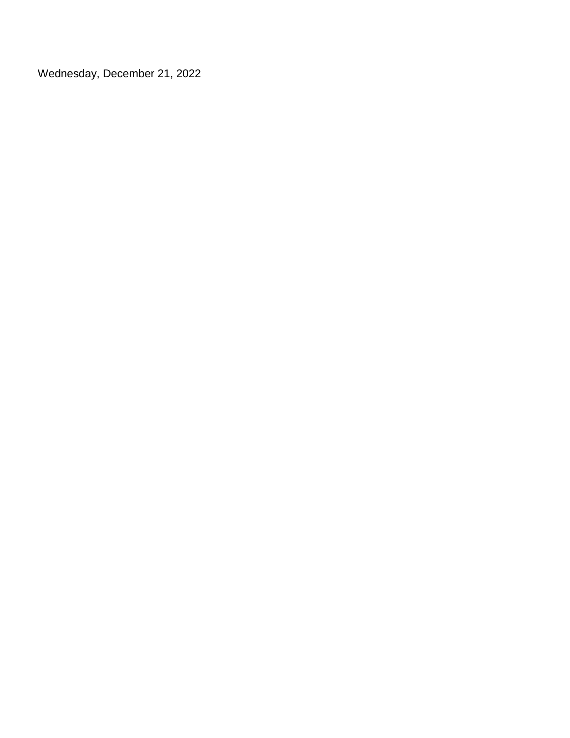Wednesday, December 21, 2022